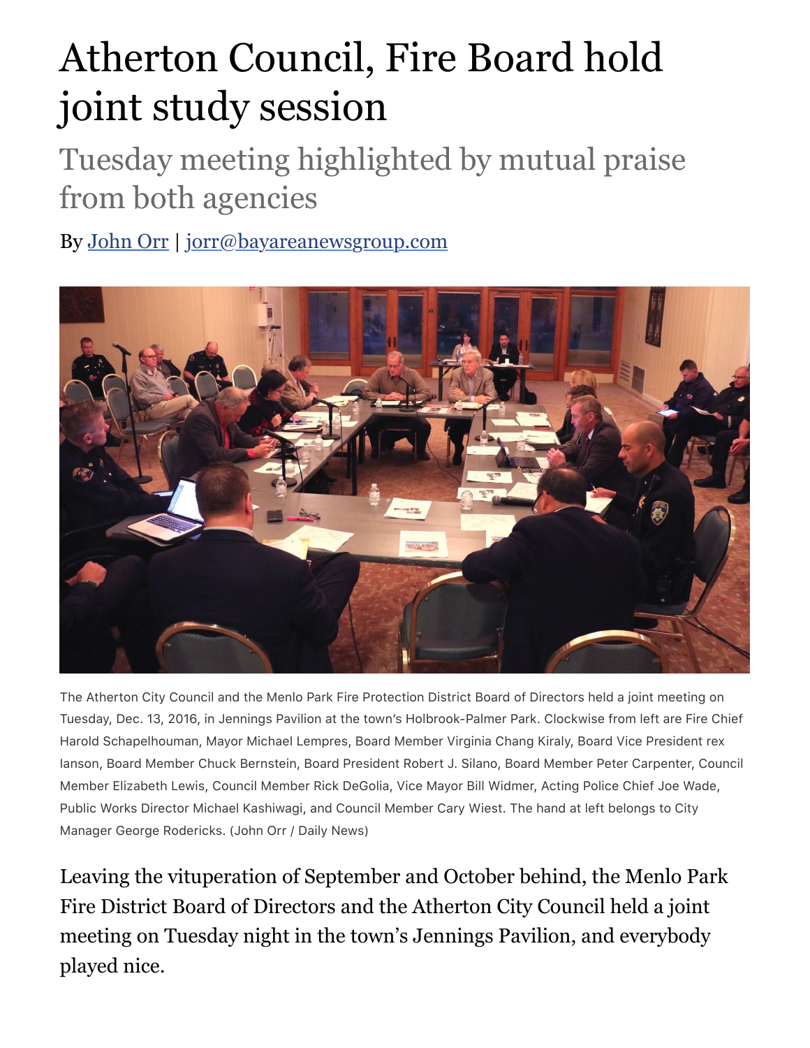# Atherton Council, Fire Board hold joint study session

## Tuesday meeting highlighted by mutual praise from both agencies

By John Orr | jorr@bayareanewsgroup.com

The Atherton City Council and the Menlo Park Fire Protection District Board of Directors held a joint meeting on Tuesday, Dec. 13, 2016, in Jennings Pavilion at the town's Holbrook-Palmer Park. Clockwise from left are Fire Chief Harold Schapelhouman, Mayor Michael Lempres, Board Member Virginia Chang Kiraly, Board Vice President rex Ianson, Board Member Chuck Bernstein, Board President Robert J. Silano, Board Member Peter Carpenter, Council Member Elizabeth Lewis, Council Member Rick DeGolia, Vice Mayor Bill Widmer, Acting Police Chief Joe Wade, Public Works Director Michael Kashiwagi, and Council Member Cary Wiest. The hand at left belongs to City Manager George Rodericks. (John Orr / Daily News)

Leaving the vituperation of September and October behind, the Menlo Park Fire District Board of Directors and the Atherton City Council held a joint meeting on Tuesday night in the town's Jennings Pavilion, and everybody played nice.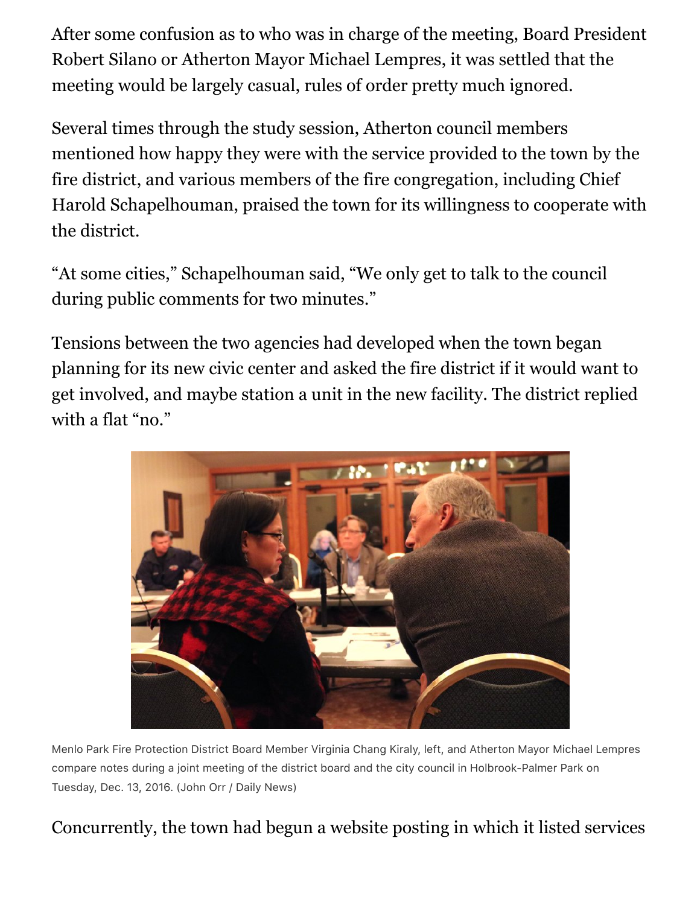After some confusion as to who was in charge of the meeting, Board President Robert Silano or Atherton Mayor Michael Lempres, it was settled that the meeting would be largely casual, rules of order pretty much ignored.

Several times through the study session, Atherton council members mentioned how happy they were with the service provided to the town by the fire district, and various members of the fire congregation, including Chief Harold Schapelhouman, praised the town for its willingness to cooperate with the district.

"At some cities," Schapelhouman said, "We only get to talk to the council during public comments for two minutes."

Tensions between the two agencies had developed when the town began planning for its new civic center and asked the fire district if it would want to get involved, and maybe station a unit in the new facility. The district replied with a flat "no."

Menlo Park Fire Protection District Board Member Virginia Chang Kiraly, left, and Atherton Mayor Michael Lempres compare notes during a joint meeting of the district board and the city council in Holbrook-Palmer Park on Tuesday, Dec. 13, 2016. (John Orr / Daily News)

Concurrently, the town had begun a website posting in which it listed services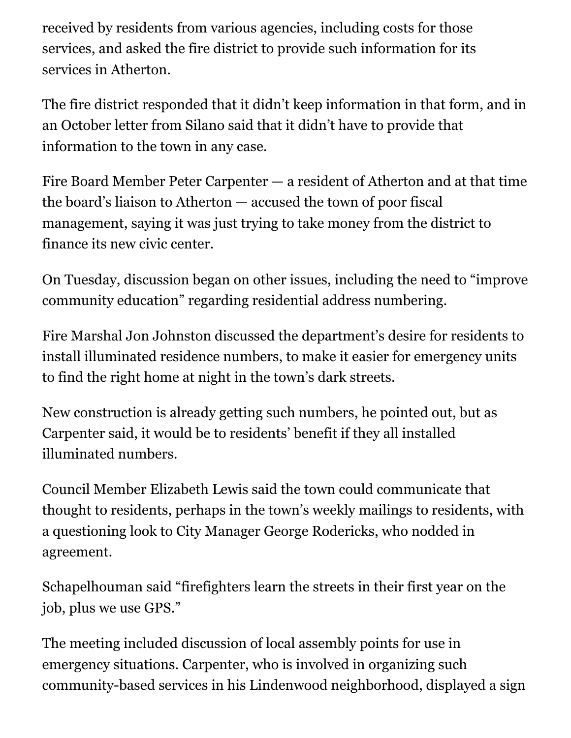received by residents from various agencies, including costs for those services, and asked the fire district to provide such information for its services in Atherton.

The fire district responded that it didn't keep information in that form, and in an October letter from Silano said that it didn't have to provide that information to the town in any case.

Fire Board Member Peter Carpenter — a resident of Atherton and at that time the board's liaison to Atherton — accused the town of poor fiscal management, saying it was just trying to take money from the district to finance its new civic center.

On Tuesday, discussion began on other issues, including the need to "improve community education" regarding residential address numbering.

Fire Marshal Jon Johnston discussed the department's desire for residents to install illuminated residence numbers, to make it easier for emergency units to find the right home at night in the town's dark streets.

New construction is already getting such numbers, he pointed out, but as Carpenter said, it would be to residents' benefit if they all installed illuminated numbers.

Council Member Elizabeth Lewis said the town could communicate that thought to residents, perhaps in the town's weekly mailings to residents, with a questioning look to City Manager George Rodericks, who nodded in agreement.

Schapelhouman said "firefighters learn the streets in their first year on the job, plus we use GPS."

The meeting included discussion of local assembly points for use in emergency situations. Carpenter, who is involved in organizing such community-based services in his Lindenwood neighborhood, displayed a sign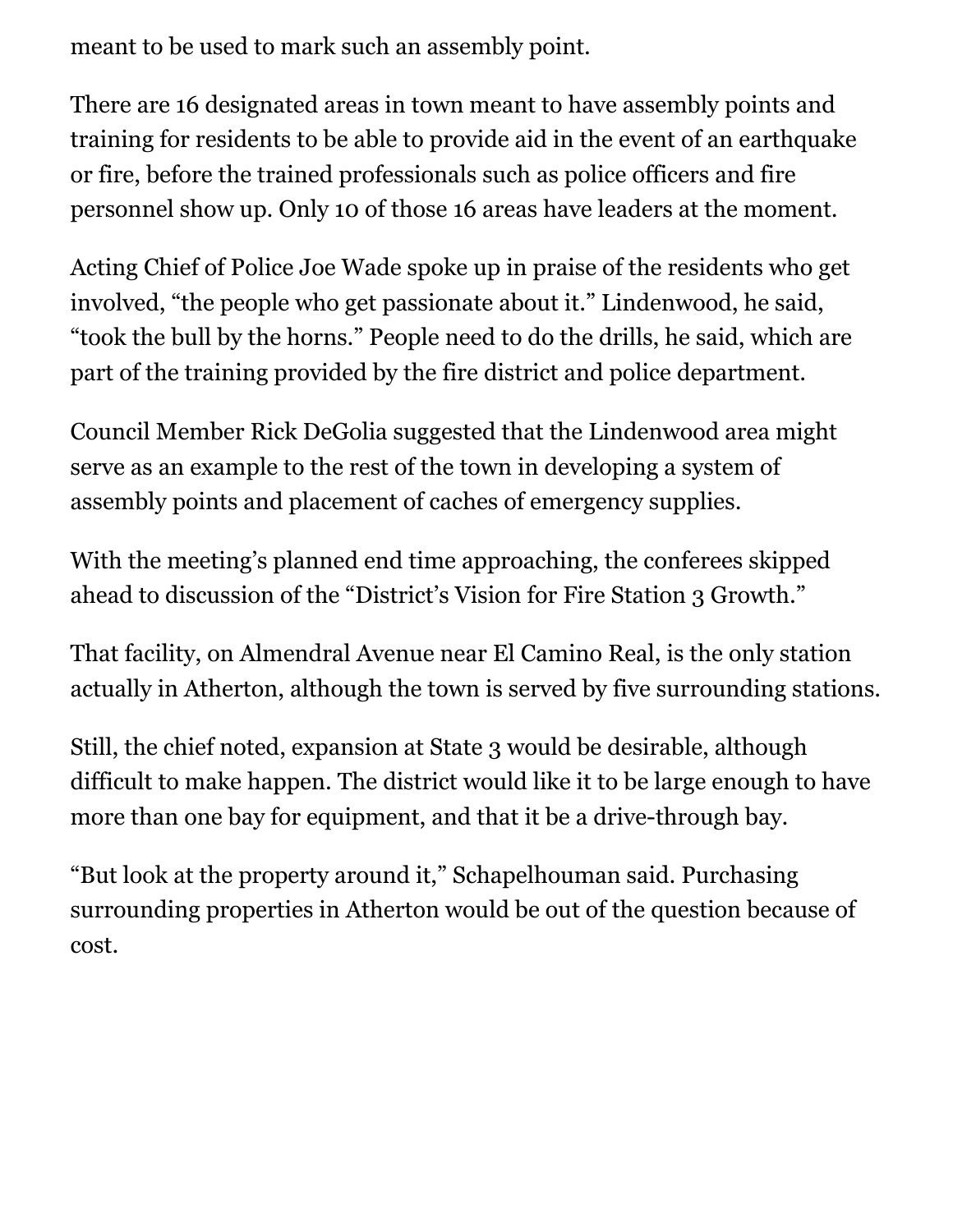meant to be used to mark such an assembly point.

There are 16 designated areas in town meant to have assembly points and training for residents to be able to provide aid in the event of an earthquake or fire, before the trained professionals such as police officers and fire personnel show up. Only 10 of those 16 areas have leaders at the moment.

Acting Chief of Police Joe Wade spoke up in praise of the residents who get involved, "the people who get passionate about it." Lindenwood, he said, "took the bull by the horns." People need to do the drills, he said, which are part of the training provided by the fire district and police department.

Council Member Rick DeGolia suggested that the Lindenwood area might serve as an example to the rest of the town in developing a system of assembly points and placement of caches of emergency supplies.

With the meeting's planned end time approaching, the conferees skipped ahead to discussion of the "District's Vision for Fire Station 3 Growth."

That facility, on Almendral Avenue near El Camino Real, is the only station actually in Atherton, although the town is served by five surrounding stations.

Still, the chief noted, expansion at State 3 would be desirable, although difficult to make happen. The district would like it to be large enough to have more than one bay for equipment, and that it be a drive-through bay.

"But look at the property around it," Schapelhouman said. Purchasing surrounding properties in Atherton would be out of the question because of cost.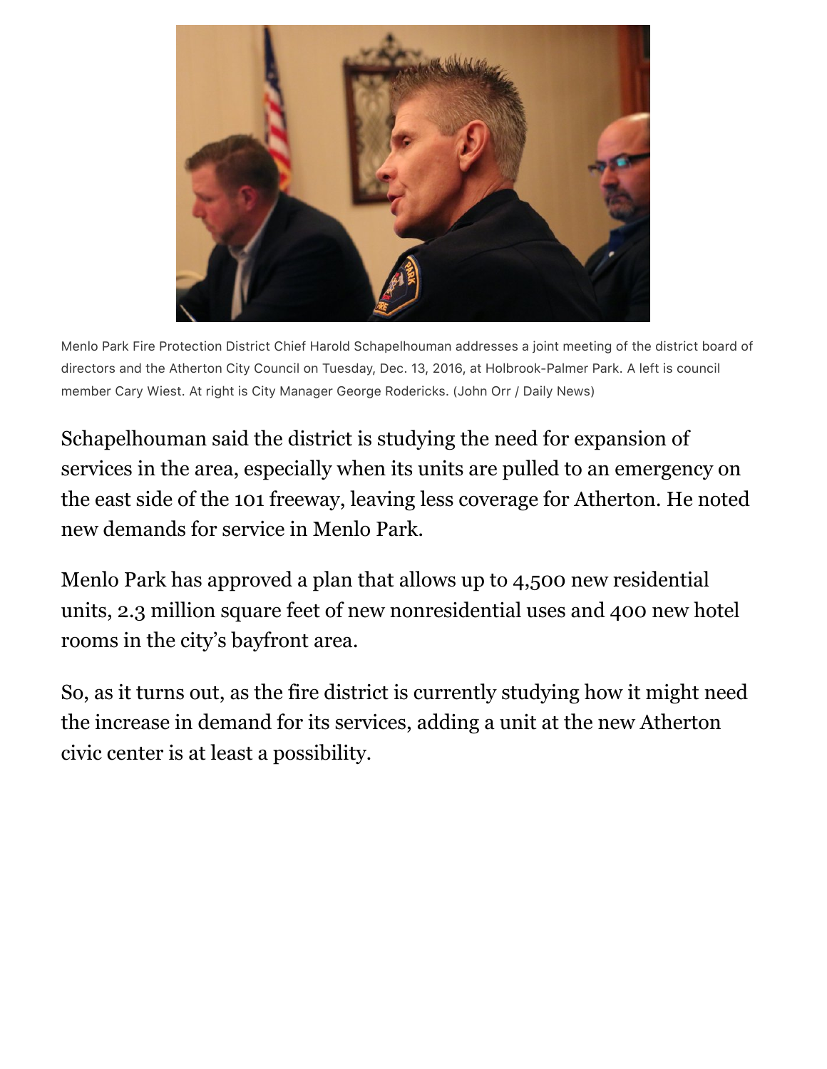Menlo Park Fire Protection District Chief Harold Schapelhouman addresses a joint meeting of the district board of directors and the Atherton City Council on Tuesday, Dec. 13, 2016, at Holbrook-Palmer Park. A left is council member Cary Wiest. At right is City Manager George Rodericks. (John Orr / Daily News)

Schapelhouman said the district is studying the need for expansion of services in the area, especially when its units are pulled to an emergency on the east side of the 101 freeway, leaving less coverage for Atherton. He noted new demands for service in Menlo Park.

Menlo Park has approved a plan that allows up to 4,500 new residential units, 2.3 million square feet of new nonresidential uses and 400 new hotel rooms in the city's bayfront area.

So, as it turns out, as the fire district is currently studying how it might need the increase in demand for its services, adding a unit at the new Atherton civic center is at least a possibility.